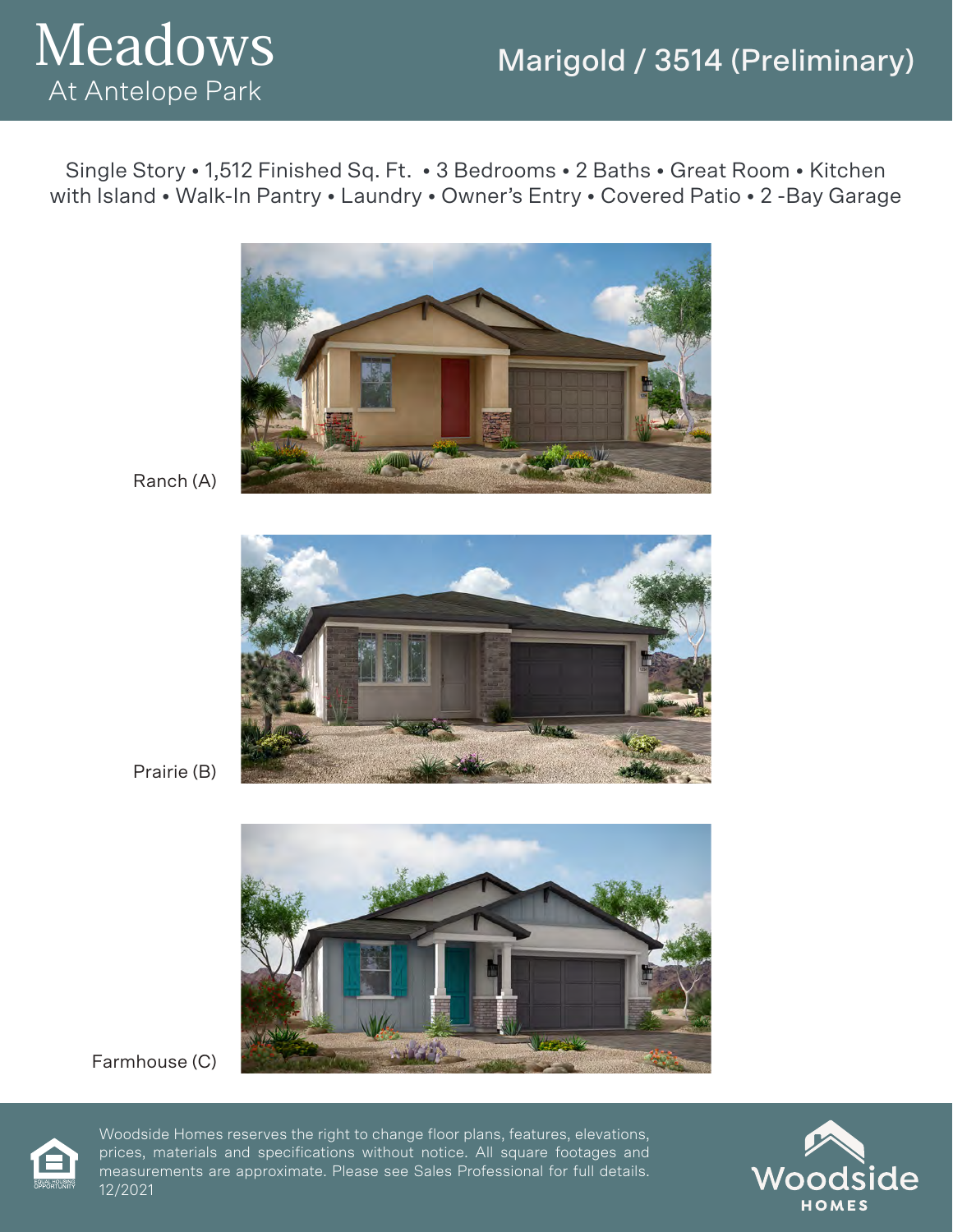# Meadows

At Antelope Park

## Marigold / 3514 (Preliminary)

Single Story • 1,512 Finished Sq. Ft. • 3 Bedrooms • 2 Baths • Great Room • Kitchen with Island • Walk-In Pantry • Laundry • Owner's Entry • Covered Patio • 2 -Bay Garage

Ranch (A)

Prairie (B)

Farmhouse (C)

Woodside Homes reserves the right to change floor plans, features, elevations, prices, materials and specifications without notice. All square footages and measurements are approximate. Please see Sales Professional for full details. 12/2021

Woodside HOMES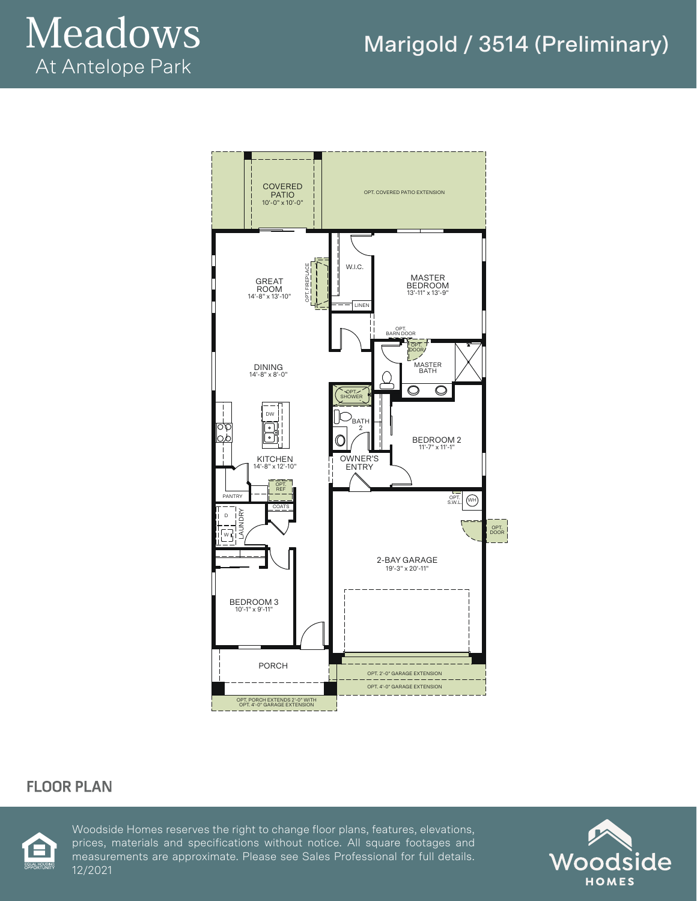# Meadows

At Antelope Park

## Marigold / 3514 (Preliminary)

COVERED PATIO
10'-0" x 10'-0"

OPT. COVERED PATIO EXTENSION

GREAT ROOM
14'-8" x 13'-10"

OPT. FIREPLACE

W.I.C.

LINEN

MASTER BEDROOM
13'-11" x 13'-9"

OPT. BARN DOOR

OPT. DOOR

MASTER BATH

DINING
14'-8" x 8'-0"

OPT. SHOWER

BATH 2

BEDROOM 2
11'-7" x 11'-1"

DW

KITCHEN
14'-8" x 12'-10"

OWNER'S ENTRY

OPT. REF

PANTRY

COATS

OPT. S.W.L.

WH

OPT. DOOR

D

W

LAUNDRY

2-BAY GARAGE
19'-3" x 20'-11"

BEDROOM 3
10'-1" x 9'-11"

PORCH

OPT. 2'-0" GARAGE EXTENSION

OPT. 4'-0" GARAGE EXTENSION

OPT. PORCH EXTENDS 2'-0" WITH OPT. 4'-0" GARAGE EXTENSION

## FLOOR PLAN

Woodside Homes reserves the right to change floor plans, features, elevations, prices, materials and specifications without notice. All square footages and measurements are approximate. Please see Sales Professional for full details. 12/2021

EQUAL HOUSING OPPORTUNITY

Woodside HOMES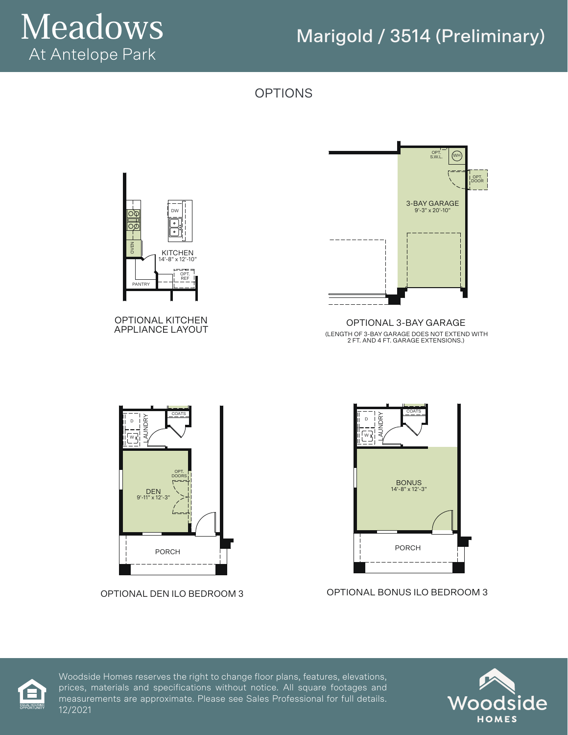# Meadows
At Antelope Park

## Marigold / 3514 (Preliminary)

## OPTIONS

DW

OVEN

KITCHEN
14'-8" x 12'-10"

OPT. REF

PANTRY

OPTIONAL KITCHEN APPLIANCE LAYOUT

OPT. S.W.L.

WH

OPT. DOOR

3-BAY GARAGE
9'-3" x 20'-10"

OPTIONAL 3-BAY GARAGE
(LENGTH OF 3-BAY GARAGE DOES NOT EXTEND WITH 2 FT. AND 4 FT. GARAGE EXTENSIONS.)

D

W

LAUNDRY

COATS

OPT. DOORS

DEN
9'-11" x 12'-3"

PORCH

OPTIONAL DEN ILO BEDROOM 3

D

W

LAUNDRY

COATS

BONUS
14'-8" x 12'-3"

PORCH

OPTIONAL BONUS ILO BEDROOM 3

Woodside Homes reserves the right to change floor plans, features, elevations, prices, materials and specifications without notice. All square footages and measurements are approximate. Please see Sales Professional for full details. 12/2021

EQUAL HOUSING OPPORTUNITY

Woodside HOMES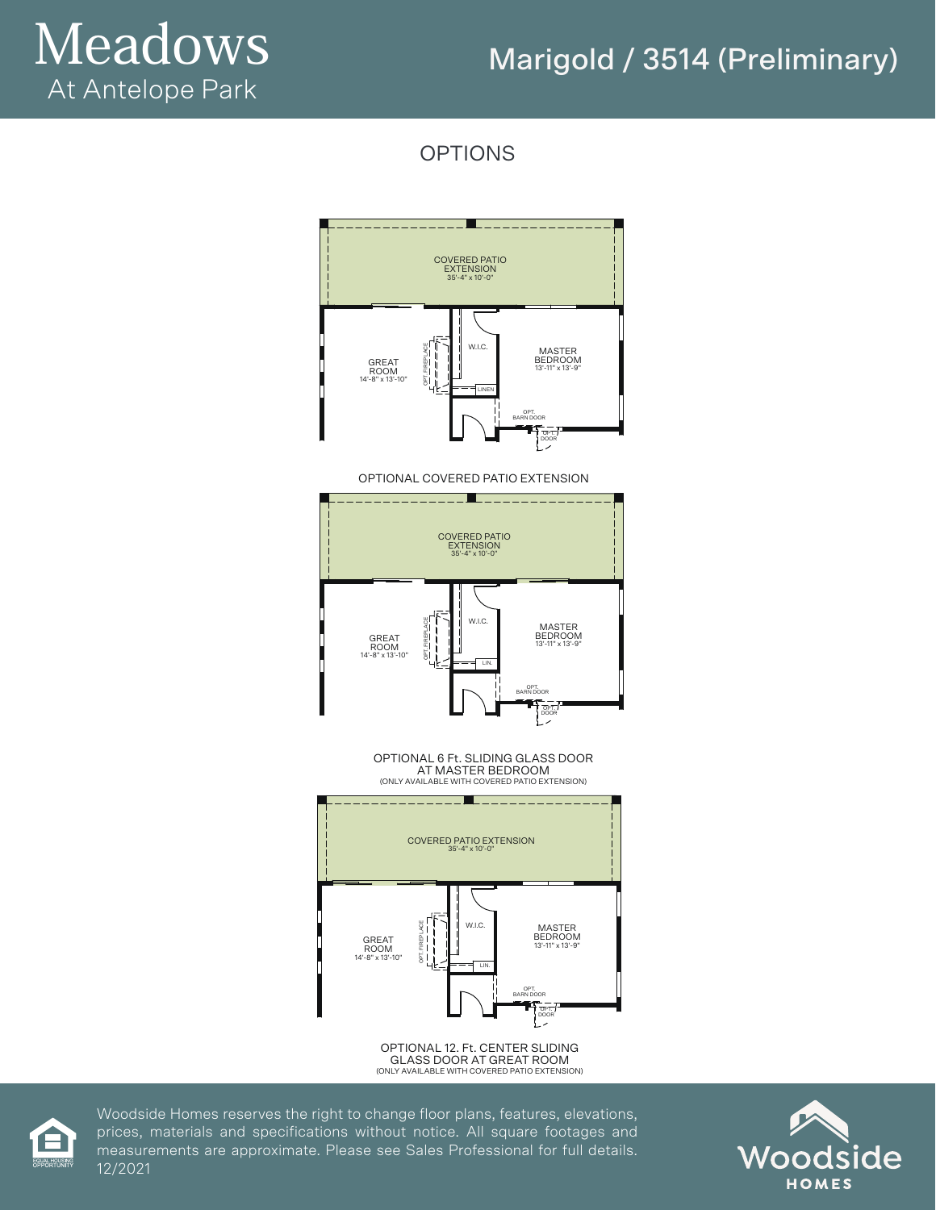# Meadows
At Antelope Park

## Marigold / 3514 (Preliminary)

### OPTIONS

COVERED PATIO EXTENSION
35'-4" x 10'-0"

GREAT ROOM
14'-8" x 13'-10"

OPT. FIREPLACE

W.I.C.

LINEN

MASTER BEDROOM
13'-11" x 13'-9"

OPT. BARN DOOR

OPT. DOOR

OPTIONAL COVERED PATIO EXTENSION

COVERED PATIO EXTENSION
35'-4" x 10'-0"

GREAT ROOM
14'-8" x 13'-10"

OPT. FIREPLACE

W.I.C.

LIN.

MASTER BEDROOM
13'-11" x 13'-9"

OPT. BARN DOOR

OPT. DOOR

OPTIONAL 6 Ft. SLIDING GLASS DOOR AT MASTER BEDROOM
(ONLY AVAILABLE WITH COVERED PATIO EXTENSION)

COVERED PATIO EXTENSION
35'-4" x 10'-0"

GREAT ROOM
14'-8" x 13'-10"

OPT. FIREPLACE

W.I.C.

LIN.

MASTER BEDROOM
13'-11" x 13'-9"

OPT. BARN DOOR

OPT. DOOR

OPTIONAL 12. Ft. CENTER SLIDING GLASS DOOR AT GREAT ROOM
(ONLY AVAILABLE WITH COVERED PATIO EXTENSION)

Woodside Homes reserves the right to change floor plans, features, elevations, prices, materials and specifications without notice. All square footages and measurements are approximate. Please see Sales Professional for full details. 12/2021

EQUAL HOUSING OPPORTUNITY

Woodside HOMES